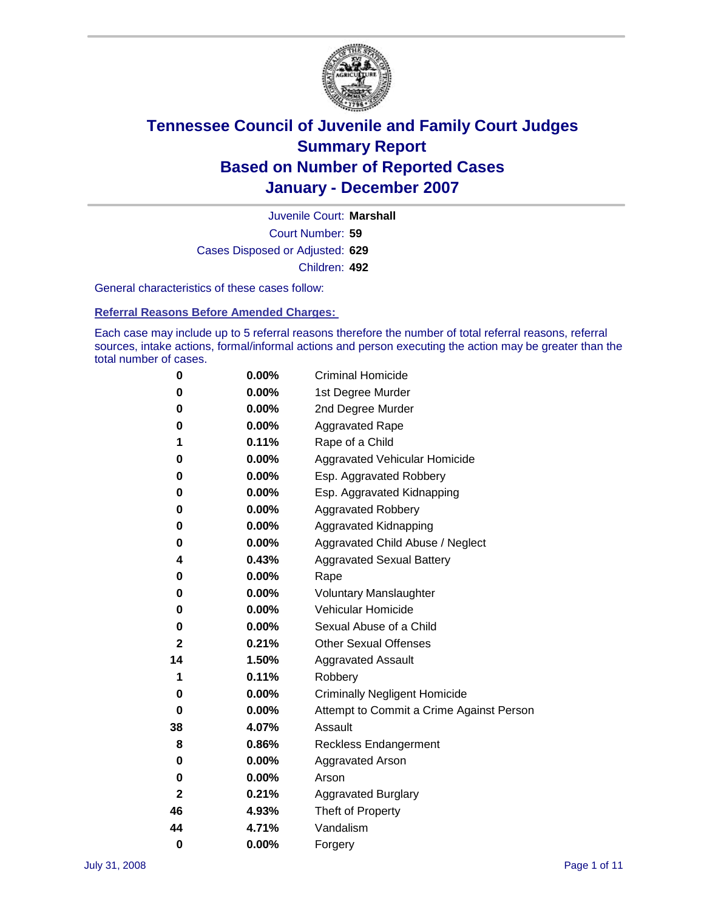# Tennessee Council of Juvenile and Family Court Judges
# Summary Report
# Based on Number of Reported Cases
# January - December 2007

Juvenile Court: **Marshall**

Court Number: **59**

Cases Disposed or Adjusted: **629**

Children: **492**

General characteristics of these cases follow:

## Referral Reasons Before Amended Charges:

Each case may include up to 5 referral reasons therefore the number of total referral reasons, referral sources, intake actions, formal/informal actions and person executing the action may be greater than the total number of cases.

| Count | Percent | Referral Reason |
|---|---|---|
| 0 | 0.00% | Criminal Homicide |
| 0 | 0.00% | 1st Degree Murder |
| 0 | 0.00% | 2nd Degree Murder |
| 0 | 0.00% | Aggravated Rape |
| 1 | 0.11% | Rape of a Child |
| 0 | 0.00% | Aggravated Vehicular Homicide |
| 0 | 0.00% | Esp. Aggravated Robbery |
| 0 | 0.00% | Esp. Aggravated Kidnapping |
| 0 | 0.00% | Aggravated Robbery |
| 0 | 0.00% | Aggravated Kidnapping |
| 0 | 0.00% | Aggravated Child Abuse / Neglect |
| 4 | 0.43% | Aggravated Sexual Battery |
| 0 | 0.00% | Rape |
| 0 | 0.00% | Voluntary Manslaughter |
| 0 | 0.00% | Vehicular Homicide |
| 0 | 0.00% | Sexual Abuse of a Child |
| 2 | 0.21% | Other Sexual Offenses |
| 14 | 1.50% | Aggravated Assault |
| 1 | 0.11% | Robbery |
| 0 | 0.00% | Criminally Negligent Homicide |
| 0 | 0.00% | Attempt to Commit a Crime Against Person |
| 38 | 4.07% | Assault |
| 8 | 0.86% | Reckless Endangerment |
| 0 | 0.00% | Aggravated Arson |
| 0 | 0.00% | Arson |
| 2 | 0.21% | Aggravated Burglary |
| 46 | 4.93% | Theft of Property |
| 44 | 4.71% | Vandalism |
| 0 | 0.00% | Forgery |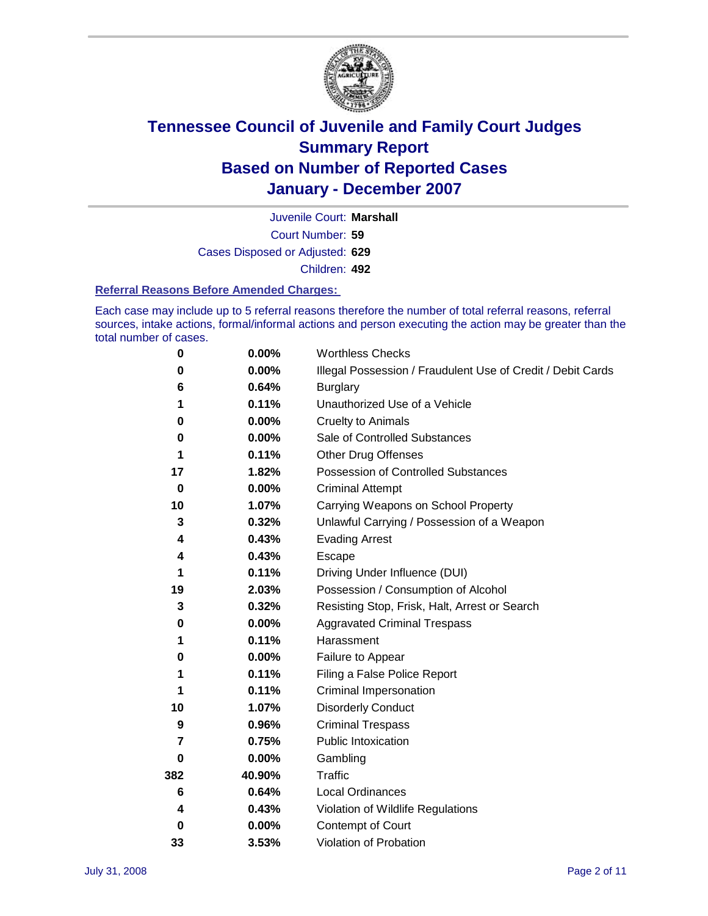# Tennessee Council of Juvenile and Family Court Judges
# Summary Report
# Based on Number of Reported Cases
# January - December 2007

Juvenile Court: **Marshall**

Court Number: **59**

Cases Disposed or Adjusted: **629**

Children: **492**

### Referral Reasons Before Amended Charges:

Each case may include up to 5 referral reasons therefore the number of total referral reasons, referral sources, intake actions, formal/informal actions and person executing the action may be greater than the total number of cases.

| Count | Percent | Referral Reason |
|---|---|---|
| 0 | 0.00% | Worthless Checks |
| 0 | 0.00% | Illegal Possession / Fraudulent Use of Credit / Debit Cards |
| 6 | 0.64% | Burglary |
| 1 | 0.11% | Unauthorized Use of a Vehicle |
| 0 | 0.00% | Cruelty to Animals |
| 0 | 0.00% | Sale of Controlled Substances |
| 1 | 0.11% | Other Drug Offenses |
| 17 | 1.82% | Possession of Controlled Substances |
| 0 | 0.00% | Criminal Attempt |
| 10 | 1.07% | Carrying Weapons on School Property |
| 3 | 0.32% | Unlawful Carrying / Possession of a Weapon |
| 4 | 0.43% | Evading Arrest |
| 4 | 0.43% | Escape |
| 1 | 0.11% | Driving Under Influence (DUI) |
| 19 | 2.03% | Possession / Consumption of Alcohol |
| 3 | 0.32% | Resisting Stop, Frisk, Halt, Arrest or Search |
| 0 | 0.00% | Aggravated Criminal Trespass |
| 1 | 0.11% | Harassment |
| 0 | 0.00% | Failure to Appear |
| 1 | 0.11% | Filing a False Police Report |
| 1 | 0.11% | Criminal Impersonation |
| 10 | 1.07% | Disorderly Conduct |
| 9 | 0.96% | Criminal Trespass |
| 7 | 0.75% | Public Intoxication |
| 0 | 0.00% | Gambling |
| 382 | 40.90% | Traffic |
| 6 | 0.64% | Local Ordinances |
| 4 | 0.43% | Violation of Wildlife Regulations |
| 0 | 0.00% | Contempt of Court |
| 33 | 3.53% | Violation of Probation |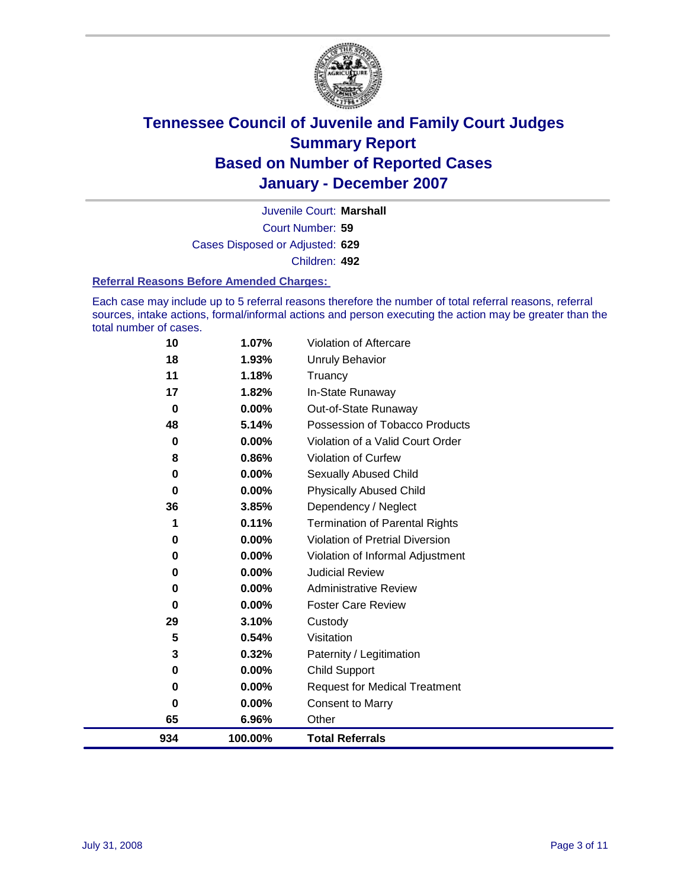# Tennessee Council of Juvenile and Family Court Judges
# Summary Report
# Based on Number of Reported Cases
# January - December 2007

Juvenile Court: **Marshall**

Court Number: **59**

Cases Disposed or Adjusted: **629**

Children: **492**

### Referral Reasons Before Amended Charges:

Each case may include up to 5 referral reasons therefore the number of total referral reasons, referral sources, intake actions, formal/informal actions and person executing the action may be greater than the total number of cases.

| Count | Percent | Referral Reason |
|---|---|---|
| 10 | 1.07% | Violation of Aftercare |
| 18 | 1.93% | Unruly Behavior |
| 11 | 1.18% | Truancy |
| 17 | 1.82% | In-State Runaway |
| 0 | 0.00% | Out-of-State Runaway |
| 48 | 5.14% | Possession of Tobacco Products |
| 0 | 0.00% | Violation of a Valid Court Order |
| 8 | 0.86% | Violation of Curfew |
| 0 | 0.00% | Sexually Abused Child |
| 0 | 0.00% | Physically Abused Child |
| 36 | 3.85% | Dependency / Neglect |
| 1 | 0.11% | Termination of Parental Rights |
| 0 | 0.00% | Violation of Pretrial Diversion |
| 0 | 0.00% | Violation of Informal Adjustment |
| 0 | 0.00% | Judicial Review |
| 0 | 0.00% | Administrative Review |
| 0 | 0.00% | Foster Care Review |
| 29 | 3.10% | Custody |
| 5 | 0.54% | Visitation |
| 3 | 0.32% | Paternity / Legitimation |
| 0 | 0.00% | Child Support |
| 0 | 0.00% | Request for Medical Treatment |
| 0 | 0.00% | Consent to Marry |
| 65 | 6.96% | Other |
| **934** | **100.00%** | **Total Referrals** |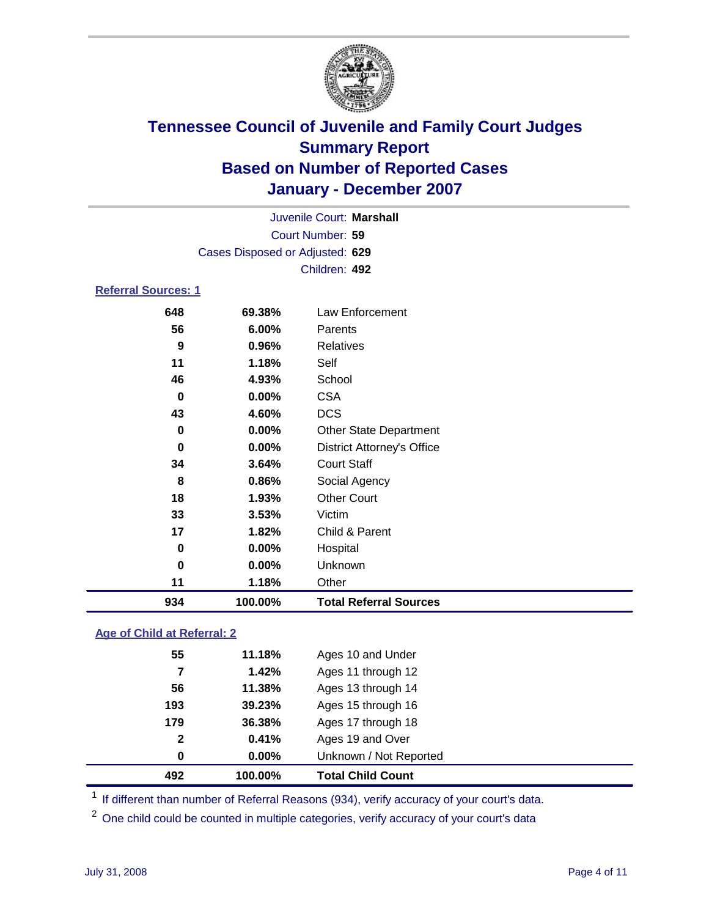# Tennessee Council of Juvenile and Family Court Judges
## Summary Report
## Based on Number of Reported Cases
## January - December 2007

Juvenile Court: **Marshall**
Court Number: **59**
Cases Disposed or Adjusted: **629**
Children: **492**

### Referral Sources: 1

| Count | Percent | Source |
|---|---|---|
| 648 | 69.38% | Law Enforcement |
| 56 | 6.00% | Parents |
| 9 | 0.96% | Relatives |
| 11 | 1.18% | Self |
| 46 | 4.93% | School |
| 0 | 0.00% | CSA |
| 43 | 4.60% | DCS |
| 0 | 0.00% | Other State Department |
| 0 | 0.00% | District Attorney's Office |
| 34 | 3.64% | Court Staff |
| 8 | 0.86% | Social Agency |
| 18 | 1.93% | Other Court |
| 33 | 3.53% | Victim |
| 17 | 1.82% | Child & Parent |
| 0 | 0.00% | Hospital |
| 0 | 0.00% | Unknown |
| 11 | 1.18% | Other |
| **934** | **100.00%** | **Total Referral Sources** |

### Age of Child at Referral: 2

| Count | Percent | Age |
|---|---|---|
| 55 | 11.18% | Ages 10 and Under |
| 7 | 1.42% | Ages 11 through 12 |
| 56 | 11.38% | Ages 13 through 14 |
| 193 | 39.23% | Ages 15 through 16 |
| 179 | 36.38% | Ages 17 through 18 |
| 2 | 0.41% | Ages 19 and Over |
| 0 | 0.00% | Unknown / Not Reported |
| **492** | **100.00%** | **Total Child Count** |

[1] If different than number of Referral Reasons (934), verify accuracy of your court's data.

[2] One child could be counted in multiple categories, verify accuracy of your court's data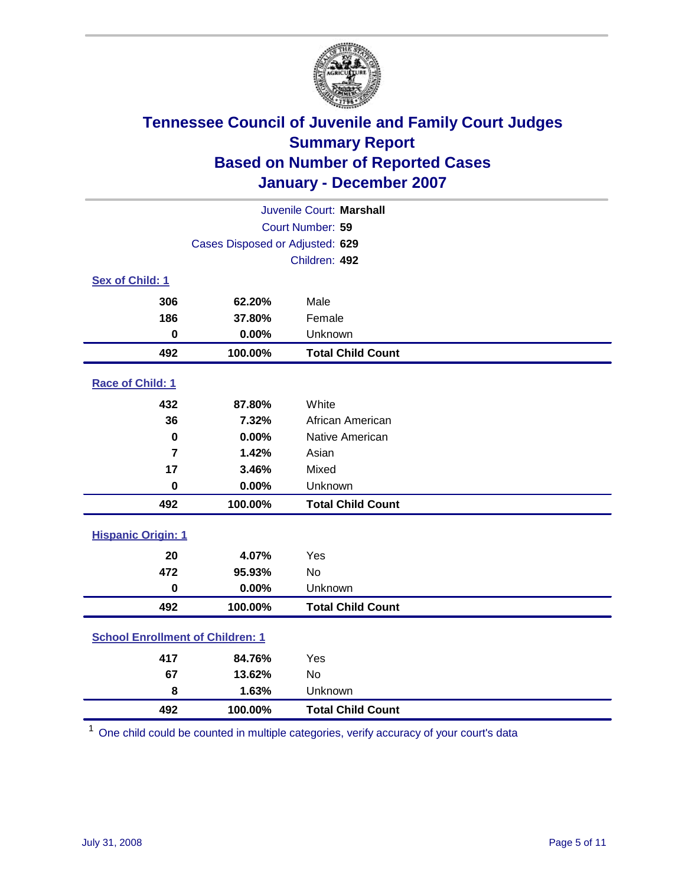# Tennessee Council of Juvenile and Family Court Judges
## Summary Report
## Based on Number of Reported Cases
## January - December 2007

Juvenile Court: **Marshall**
Court Number: **59**
Cases Disposed or Adjusted: **629**
Children: **492**

### Sex of Child: 1

| | | |
|---|---|---|
| 306 | 62.20% | Male |
| 186 | 37.80% | Female |
| 0 | 0.00% | Unknown |
| **492** | **100.00%** | **Total Child Count** |

### Race of Child: 1

| | | |
|---|---|---|
| 432 | 87.80% | White |
| 36 | 7.32% | African American |
| 0 | 0.00% | Native American |
| 7 | 1.42% | Asian |
| 17 | 3.46% | Mixed |
| 0 | 0.00% | Unknown |
| **492** | **100.00%** | **Total Child Count** |

### Hispanic Origin: 1

| | | |
|---|---|---|
| 20 | 4.07% | Yes |
| 472 | 95.93% | No |
| 0 | 0.00% | Unknown |
| **492** | **100.00%** | **Total Child Count** |

### School Enrollment of Children: 1

| | | |
|---|---|---|
| 417 | 84.76% | Yes |
| 67 | 13.62% | No |
| 8 | 1.63% | Unknown |
| **492** | **100.00%** | **Total Child Count** |

[1] One child could be counted in multiple categories, verify accuracy of your court's data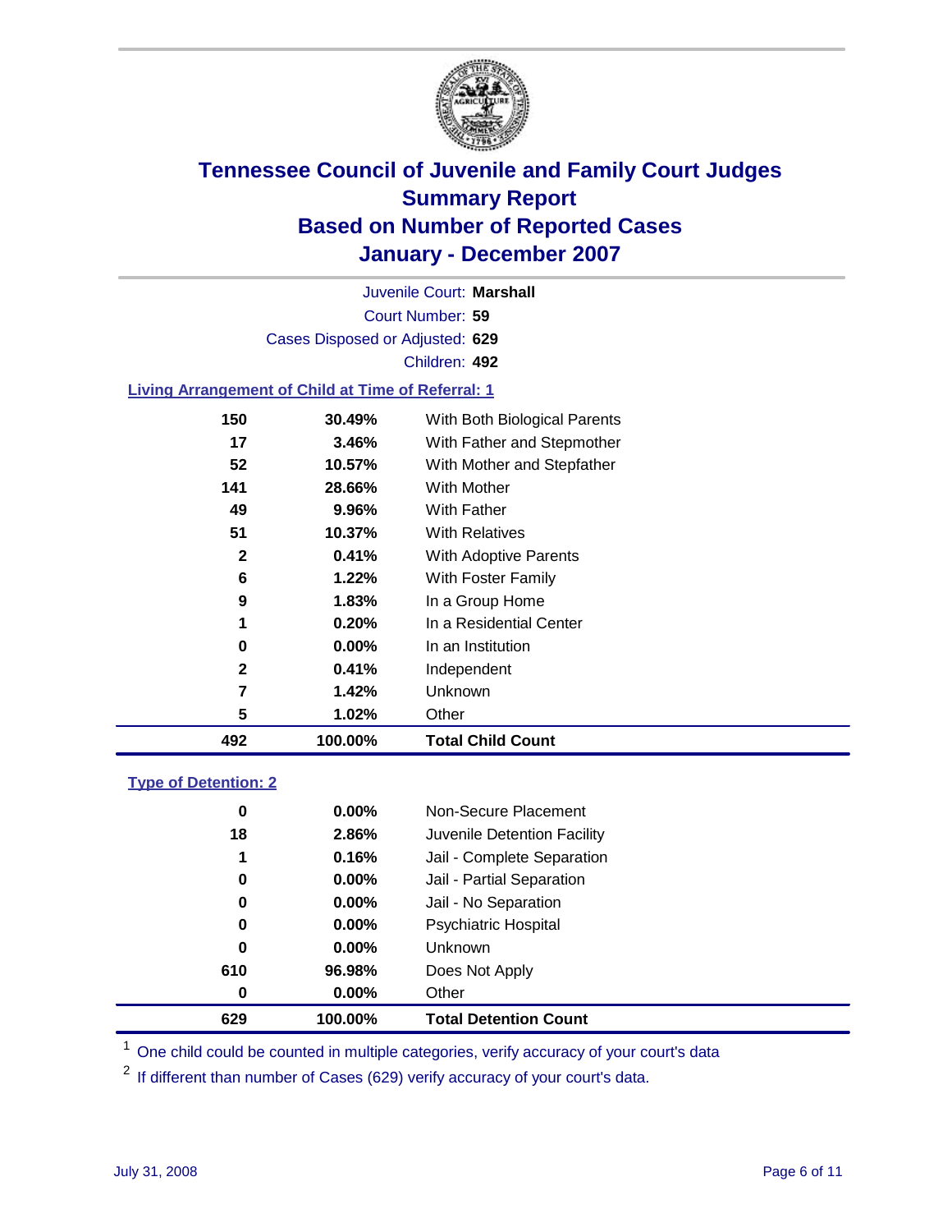# Tennessee Council of Juvenile and Family Court Judges
## Summary Report
## Based on Number of Reported Cases
## January - December 2007

Juvenile Court: **Marshall**

Court Number: **59**

Cases Disposed or Adjusted: **629**

Children: **492**

### Living Arrangement of Child at Time of Referral: 1

| Count | Percent | Category |
|---|---|---|
| 150 | 30.49% | With Both Biological Parents |
| 17 | 3.46% | With Father and Stepmother |
| 52 | 10.57% | With Mother and Stepfather |
| 141 | 28.66% | With Mother |
| 49 | 9.96% | With Father |
| 51 | 10.37% | With Relatives |
| 2 | 0.41% | With Adoptive Parents |
| 6 | 1.22% | With Foster Family |
| 9 | 1.83% | In a Group Home |
| 1 | 0.20% | In a Residential Center |
| 0 | 0.00% | In an Institution |
| 2 | 0.41% | Independent |
| 7 | 1.42% | Unknown |
| 5 | 1.02% | Other |
| **492** | **100.00%** | **Total Child Count** |

### Type of Detention: 2

| Count | Percent | Category |
|---|---|---|
| 0 | 0.00% | Non-Secure Placement |
| 18 | 2.86% | Juvenile Detention Facility |
| 1 | 0.16% | Jail - Complete Separation |
| 0 | 0.00% | Jail - Partial Separation |
| 0 | 0.00% | Jail - No Separation |
| 0 | 0.00% | Psychiatric Hospital |
| 0 | 0.00% | Unknown |
| 610 | 96.98% | Does Not Apply |
| 0 | 0.00% | Other |
| **629** | **100.00%** | **Total Detention Count** |

[1] One child could be counted in multiple categories, verify accuracy of your court's data

[2] If different than number of Cases (629) verify accuracy of your court's data.

July 31, 2008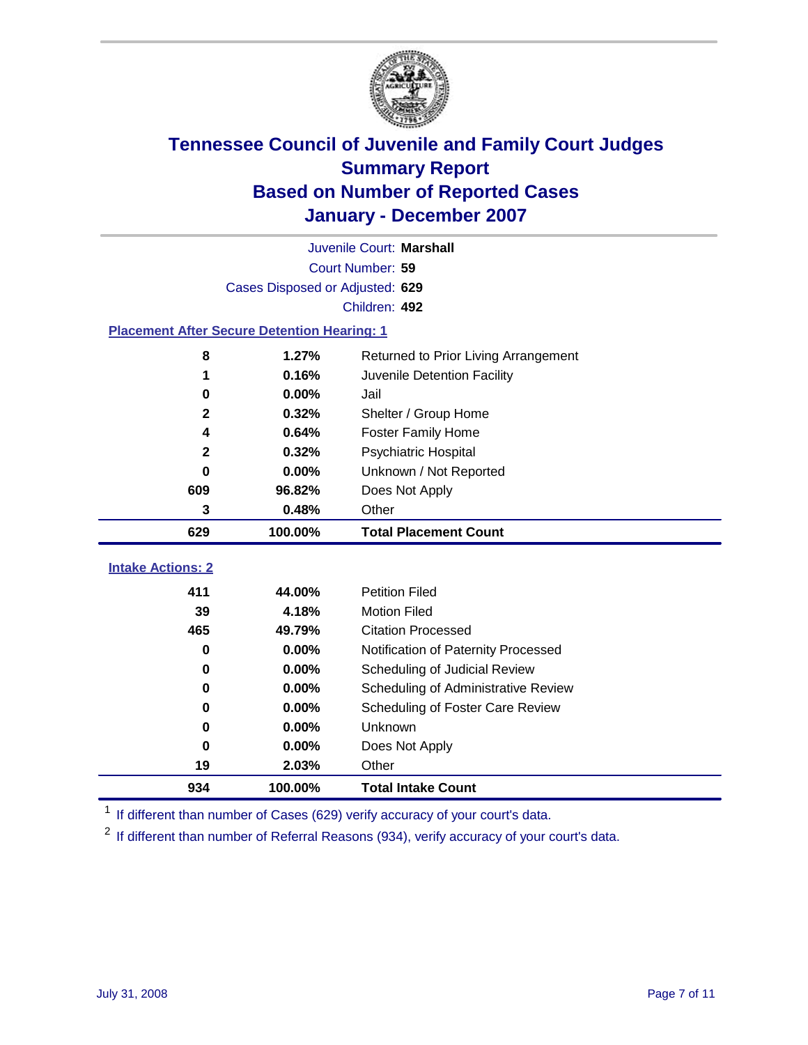# Tennessee Council of Juvenile and Family Court Judges
## Summary Report
## Based on Number of Reported Cases
## January - December 2007

Juvenile Court: **Marshall**
Court Number: **59**
Cases Disposed or Adjusted: **629**
Children: **492**

### Placement After Secure Detention Hearing: 1

| | | |
|---|---|---|
| **8** | **1.27%** | Returned to Prior Living Arrangement |
| **1** | **0.16%** | Juvenile Detention Facility |
| **0** | **0.00%** | Jail |
| **2** | **0.32%** | Shelter / Group Home |
| **4** | **0.64%** | Foster Family Home |
| **2** | **0.32%** | Psychiatric Hospital |
| **0** | **0.00%** | Unknown / Not Reported |
| **609** | **96.82%** | Does Not Apply |
| **3** | **0.48%** | Other |
| **629** | **100.00%** | **Total Placement Count** |

### Intake Actions: 2

| | | |
|---|---|---|
| **411** | **44.00%** | Petition Filed |
| **39** | **4.18%** | Motion Filed |
| **465** | **49.79%** | Citation Processed |
| **0** | **0.00%** | Notification of Paternity Processed |
| **0** | **0.00%** | Scheduling of Judicial Review |
| **0** | **0.00%** | Scheduling of Administrative Review |
| **0** | **0.00%** | Scheduling of Foster Care Review |
| **0** | **0.00%** | Unknown |
| **0** | **0.00%** | Does Not Apply |
| **19** | **2.03%** | Other |
| **934** | **100.00%** | **Total Intake Count** |

[1] If different than number of Cases (629) verify accuracy of your court's data.

[2] If different than number of Referral Reasons (934), verify accuracy of your court's data.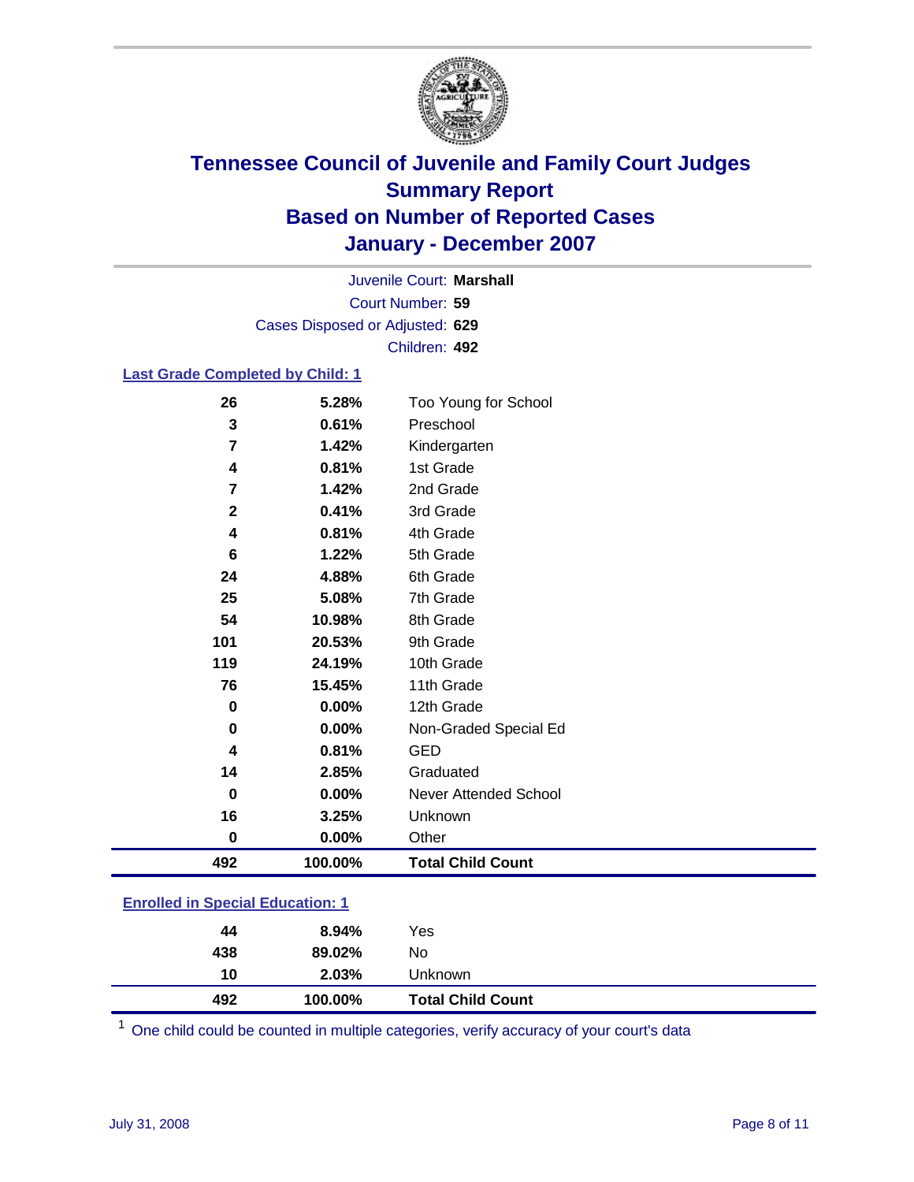# Tennessee Council of Juvenile and Family Court Judges
# Summary Report
# Based on Number of Reported Cases
# January - December 2007

Juvenile Court: **Marshall**
Court Number: **59**
Cases Disposed or Adjusted: **629**
Children: **492**

### Last Grade Completed by Child: 1

| Count | Percent | Category |
|---|---|---|
| 26 | 5.28% | Too Young for School |
| 3 | 0.61% | Preschool |
| 7 | 1.42% | Kindergarten |
| 4 | 0.81% | 1st Grade |
| 7 | 1.42% | 2nd Grade |
| 2 | 0.41% | 3rd Grade |
| 4 | 0.81% | 4th Grade |
| 6 | 1.22% | 5th Grade |
| 24 | 4.88% | 6th Grade |
| 25 | 5.08% | 7th Grade |
| 54 | 10.98% | 8th Grade |
| 101 | 20.53% | 9th Grade |
| 119 | 24.19% | 10th Grade |
| 76 | 15.45% | 11th Grade |
| 0 | 0.00% | 12th Grade |
| 0 | 0.00% | Non-Graded Special Ed |
| 4 | 0.81% | GED |
| 14 | 2.85% | Graduated |
| 0 | 0.00% | Never Attended School |
| 16 | 3.25% | Unknown |
| 0 | 0.00% | Other |
| **492** | **100.00%** | **Total Child Count** |

### Enrolled in Special Education: 1

| Count | Percent | Category |
|---|---|---|
| 44 | 8.94% | Yes |
| 438 | 89.02% | No |
| 10 | 2.03% | Unknown |
| **492** | **100.00%** | **Total Child Count** |

[1] One child could be counted in multiple categories, verify accuracy of your court's data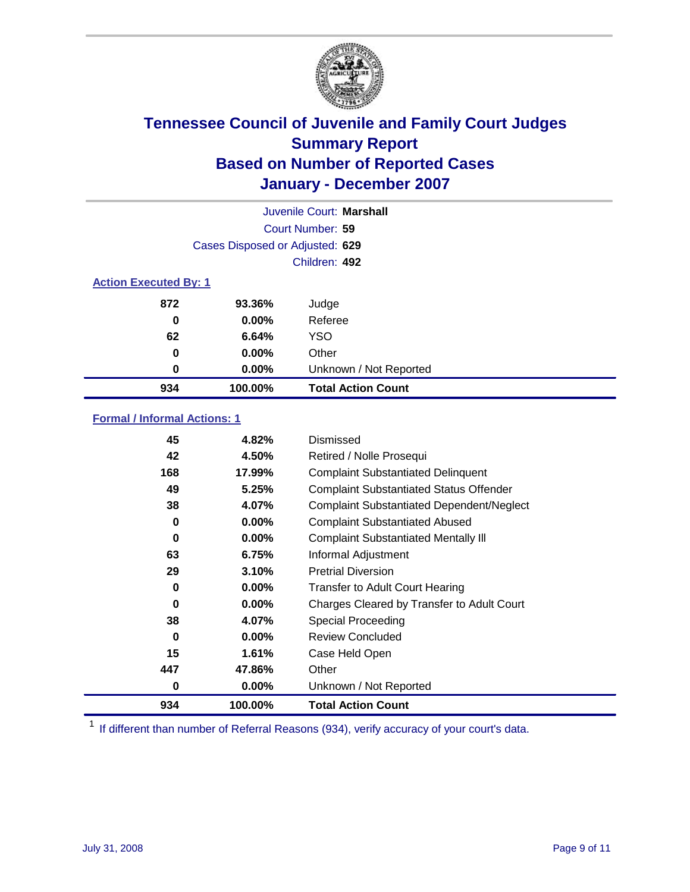# Tennessee Council of Juvenile and Family Court Judges
## Summary Report
## Based on Number of Reported Cases
## January - December 2007

Juvenile Court: **Marshall**

Court Number: **59**

Cases Disposed or Adjusted: **629**

Children: **492**

### Action Executed By: 1

| | | |
|---|---|---|
| 872 | 93.36% | Judge |
| 0 | 0.00% | Referee |
| 62 | 6.64% | YSO |
| 0 | 0.00% | Other |
| 0 | 0.00% | Unknown / Not Reported |
| **934** | **100.00%** | **Total Action Count** |

### Formal / Informal Actions: 1

| | | |
|---|---|---|
| 45 | 4.82% | Dismissed |
| 42 | 4.50% | Retired / Nolle Prosequi |
| 168 | 17.99% | Complaint Substantiated Delinquent |
| 49 | 5.25% | Complaint Substantiated Status Offender |
| 38 | 4.07% | Complaint Substantiated Dependent/Neglect |
| 0 | 0.00% | Complaint Substantiated Abused |
| 0 | 0.00% | Complaint Substantiated Mentally Ill |
| 63 | 6.75% | Informal Adjustment |
| 29 | 3.10% | Pretrial Diversion |
| 0 | 0.00% | Transfer to Adult Court Hearing |
| 0 | 0.00% | Charges Cleared by Transfer to Adult Court |
| 38 | 4.07% | Special Proceeding |
| 0 | 0.00% | Review Concluded |
| 15 | 1.61% | Case Held Open |
| 447 | 47.86% | Other |
| 0 | 0.00% | Unknown / Not Reported |
| **934** | **100.00%** | **Total Action Count** |

[1] If different than number of Referral Reasons (934), verify accuracy of your court's data.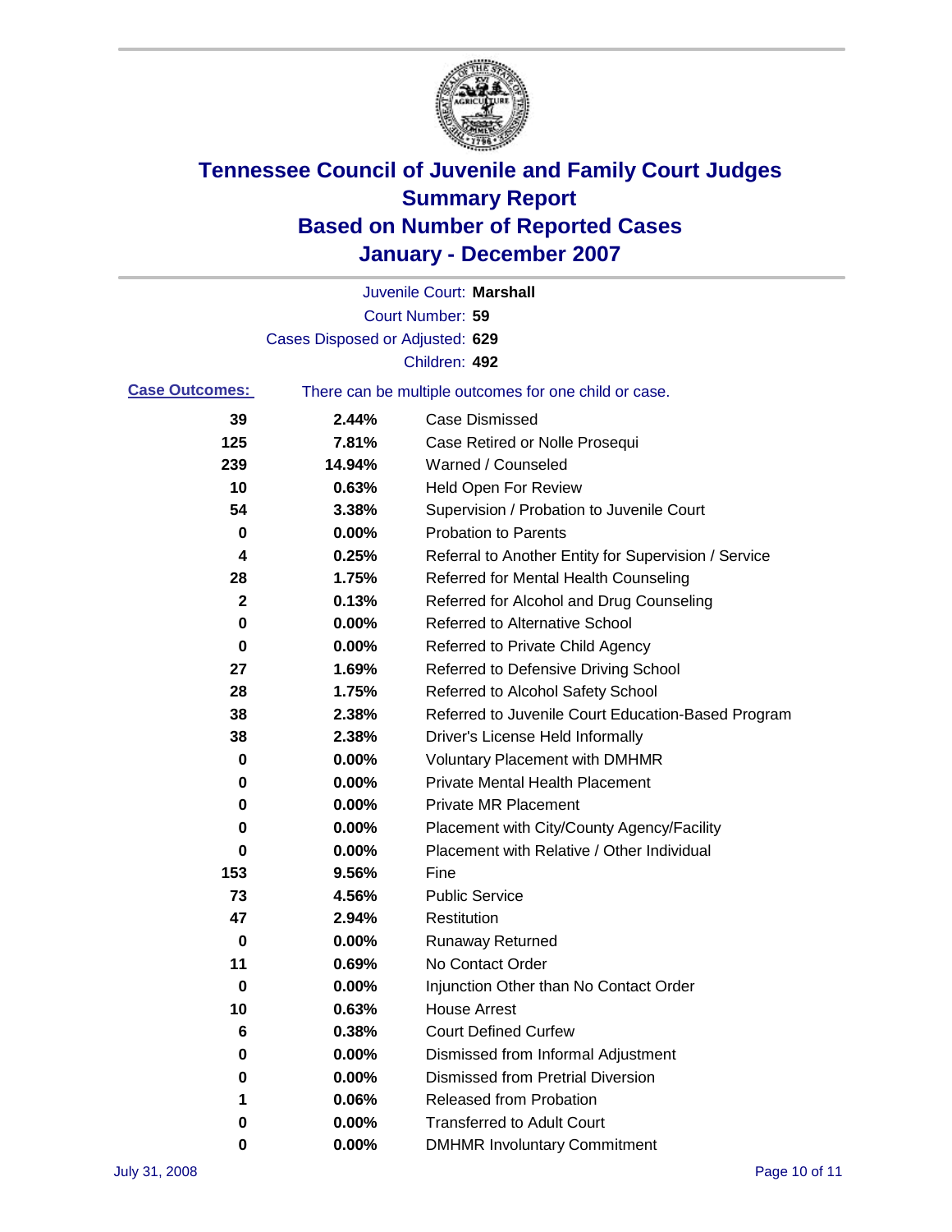# Tennessee Council of Juvenile and Family Court Judges
## Summary Report
## Based on Number of Reported Cases
## January - December 2007

Juvenile Court: **Marshall**
Court Number: **59**
Cases Disposed or Adjusted: **629**
Children: **492**

**Case Outcomes:** There can be multiple outcomes for one child or case.

| Count | Percent | Outcome |
|---|---|---|
| 39 | 2.44% | Case Dismissed |
| 125 | 7.81% | Case Retired or Nolle Prosequi |
| 239 | 14.94% | Warned / Counseled |
| 10 | 0.63% | Held Open For Review |
| 54 | 3.38% | Supervision / Probation to Juvenile Court |
| 0 | 0.00% | Probation to Parents |
| 4 | 0.25% | Referral to Another Entity for Supervision / Service |
| 28 | 1.75% | Referred for Mental Health Counseling |
| 2 | 0.13% | Referred for Alcohol and Drug Counseling |
| 0 | 0.00% | Referred to Alternative School |
| 0 | 0.00% | Referred to Private Child Agency |
| 27 | 1.69% | Referred to Defensive Driving School |
| 28 | 1.75% | Referred to Alcohol Safety School |
| 38 | 2.38% | Referred to Juvenile Court Education-Based Program |
| 38 | 2.38% | Driver's License Held Informally |
| 0 | 0.00% | Voluntary Placement with DMHMR |
| 0 | 0.00% | Private Mental Health Placement |
| 0 | 0.00% | Private MR Placement |
| 0 | 0.00% | Placement with City/County Agency/Facility |
| 0 | 0.00% | Placement with Relative / Other Individual |
| 153 | 9.56% | Fine |
| 73 | 4.56% | Public Service |
| 47 | 2.94% | Restitution |
| 0 | 0.00% | Runaway Returned |
| 11 | 0.69% | No Contact Order |
| 0 | 0.00% | Injunction Other than No Contact Order |
| 10 | 0.63% | House Arrest |
| 6 | 0.38% | Court Defined Curfew |
| 0 | 0.00% | Dismissed from Informal Adjustment |
| 0 | 0.00% | Dismissed from Pretrial Diversion |
| 1 | 0.06% | Released from Probation |
| 0 | 0.00% | Transferred to Adult Court |
| 0 | 0.00% | DMHMR Involuntary Commitment |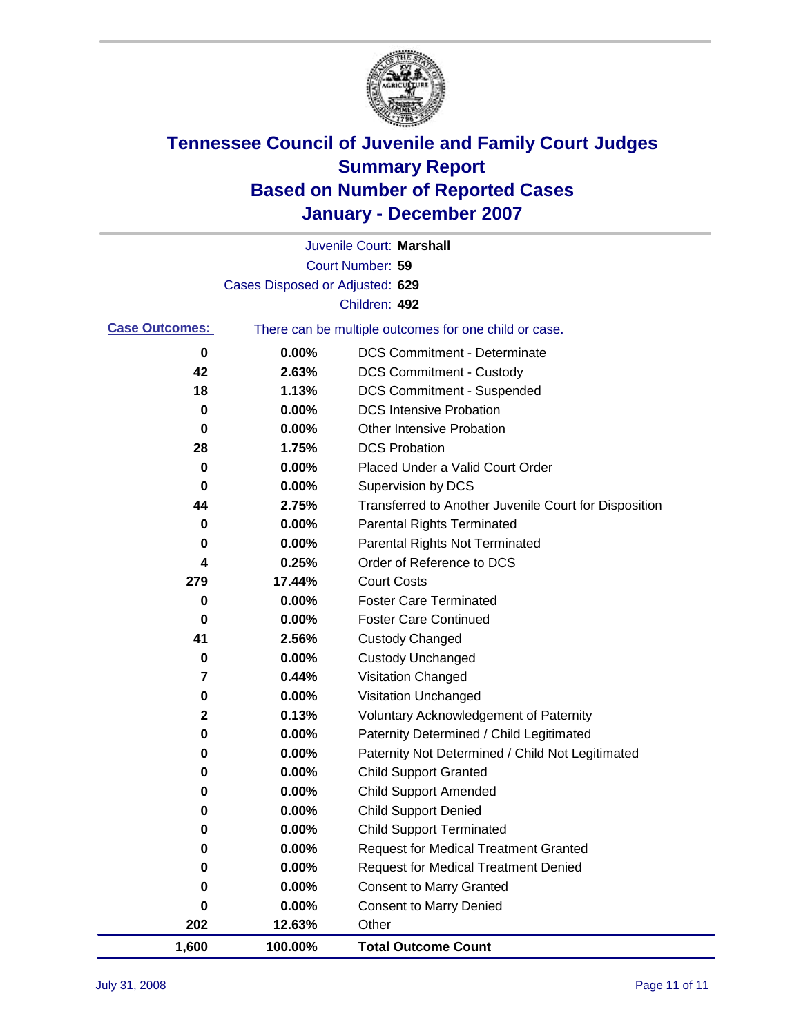# Tennessee Council of Juvenile and Family Court Judges
# Summary Report
# Based on Number of Reported Cases
# January - December 2007

Juvenile Court: **Marshall**

Court Number: **59**

Cases Disposed or Adjusted: **629**

Children: **492**

**Case Outcomes:** There can be multiple outcomes for one child or case.

| | | |
|---|---|---|
| 0 | 0.00% | DCS Commitment - Determinate |
| 42 | 2.63% | DCS Commitment - Custody |
| 18 | 1.13% | DCS Commitment - Suspended |
| 0 | 0.00% | DCS Intensive Probation |
| 0 | 0.00% | Other Intensive Probation |
| 28 | 1.75% | DCS Probation |
| 0 | 0.00% | Placed Under a Valid Court Order |
| 0 | 0.00% | Supervision by DCS |
| 44 | 2.75% | Transferred to Another Juvenile Court for Disposition |
| 0 | 0.00% | Parental Rights Terminated |
| 0 | 0.00% | Parental Rights Not Terminated |
| 4 | 0.25% | Order of Reference to DCS |
| 279 | 17.44% | Court Costs |
| 0 | 0.00% | Foster Care Terminated |
| 0 | 0.00% | Foster Care Continued |
| 41 | 2.56% | Custody Changed |
| 0 | 0.00% | Custody Unchanged |
| 7 | 0.44% | Visitation Changed |
| 0 | 0.00% | Visitation Unchanged |
| 2 | 0.13% | Voluntary Acknowledgement of Paternity |
| 0 | 0.00% | Paternity Determined / Child Legitimated |
| 0 | 0.00% | Paternity Not Determined / Child Not Legitimated |
| 0 | 0.00% | Child Support Granted |
| 0 | 0.00% | Child Support Amended |
| 0 | 0.00% | Child Support Denied |
| 0 | 0.00% | Child Support Terminated |
| 0 | 0.00% | Request for Medical Treatment Granted |
| 0 | 0.00% | Request for Medical Treatment Denied |
| 0 | 0.00% | Consent to Marry Granted |
| 0 | 0.00% | Consent to Marry Denied |
| 202 | 12.63% | Other |
| **1,600** | **100.00%** | **Total Outcome Count** |